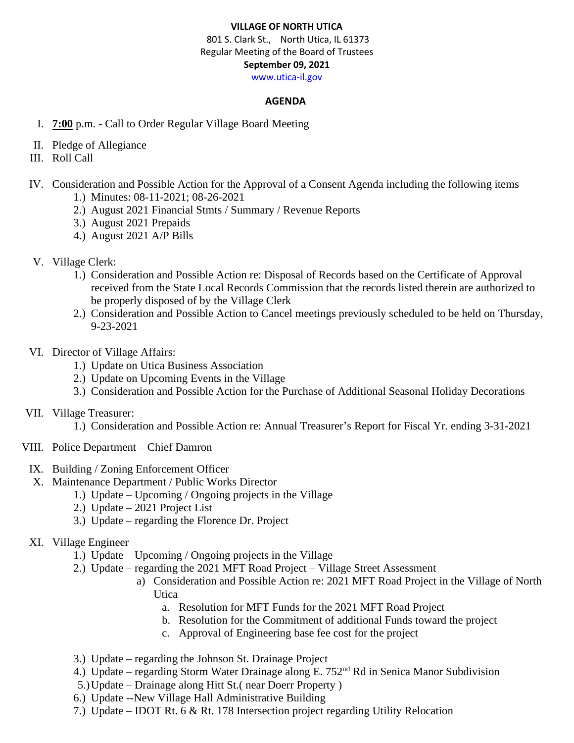**VILLAGE OF NORTH UTICA**

801 S. Clark St., North Utica, IL 61373

Regular Meeting of the Board of Trustees

**September 09, 2021**

www.utica-il.gov

## AGENDA

I. **7:00** p.m. - Call to Order Regular Village Board Meeting

II. Pledge of Allegiance

III. Roll Call

IV. Consideration and Possible Action for the Approval of a Consent Agenda including the following items
   1.) Minutes: 08-11-2021; 08-26-2021
   2.) August 2021 Financial Stmts / Summary / Revenue Reports
   3.) August 2021 Prepaids
   4.) August 2021 A/P Bills

V. Village Clerk:
   1.) Consideration and Possible Action re: Disposal of Records based on the Certificate of Approval received from the State Local Records Commission that the records listed therein are authorized to be properly disposed of by the Village Clerk
   2.) Consideration and Possible Action to Cancel meetings previously scheduled to be held on Thursday, 9-23-2021

VI. Director of Village Affairs:
   1.) Update on Utica Business Association
   2.) Update on Upcoming Events in the Village
   3.) Consideration and Possible Action for the Purchase of Additional Seasonal Holiday Decorations

VII. Village Treasurer:
   1.) Consideration and Possible Action re: Annual Treasurer's Report for Fiscal Yr. ending 3-31-2021

VIII. Police Department – Chief Damron

IX. Building / Zoning Enforcement Officer

X. Maintenance Department / Public Works Director
   1.) Update – Upcoming / Ongoing projects in the Village
   2.) Update – 2021 Project List
   3.) Update – regarding the Florence Dr. Project

XI. Village Engineer
   1.) Update – Upcoming / Ongoing projects in the Village
   2.) Update – regarding the 2021 MFT Road Project – Village Street Assessment
      a) Consideration and Possible Action re: 2021 MFT Road Project in the Village of North Utica
         a. Resolution for MFT Funds for the 2021 MFT Road Project
         b. Resolution for the Commitment of additional Funds toward the project
         c. Approval of Engineering base fee cost for the project
   3.) Update – regarding the Johnson St. Drainage Project
   4.) Update – regarding Storm Water Drainage along E. 752nd Rd in Senica Manor Subdivision
   5.) Update – Drainage along Hitt St.( near Doerr Property )
   6.) Update --New Village Hall Administrative Building
   7.) Update – IDOT Rt. 6 & Rt. 178 Intersection project regarding Utility Relocation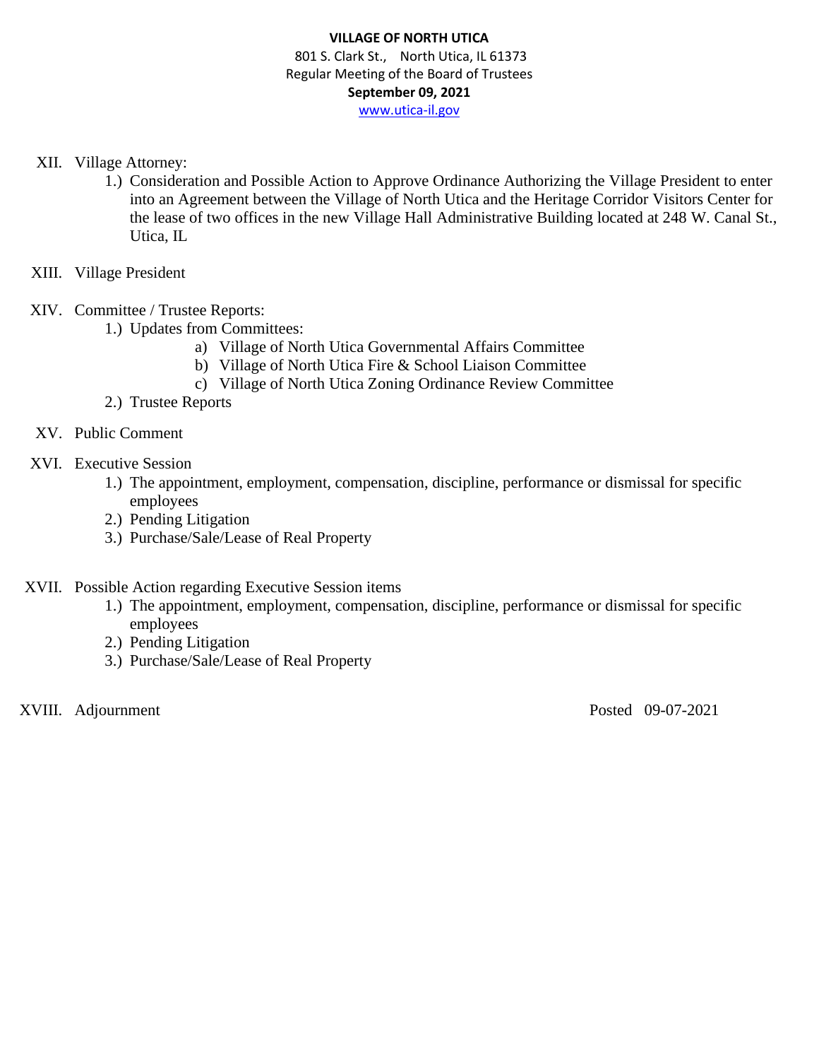**VILLAGE OF NORTH UTICA**
801 S. Clark St., North Utica, IL 61373
Regular Meeting of the Board of Trustees
**September 09, 2021**
www.utica-il.gov

XII. Village Attorney:

1.) Consideration and Possible Action to Approve Ordinance Authorizing the Village President to enter into an Agreement between the Village of North Utica and the Heritage Corridor Visitors Center for the lease of two offices in the new Village Hall Administrative Building located at 248 W. Canal St., Utica, IL

XIII. Village President

XIV. Committee / Trustee Reports:

1.) Updates from Committees:
   - a) Village of North Utica Governmental Affairs Committee
   - b) Village of North Utica Fire & School Liaison Committee
   - c) Village of North Utica Zoning Ordinance Review Committee

2.) Trustee Reports

XV. Public Comment

XVI. Executive Session

1.) The appointment, employment, compensation, discipline, performance or dismissal for specific employees
2.) Pending Litigation
3.) Purchase/Sale/Lease of Real Property

XVII. Possible Action regarding Executive Session items

1.) The appointment, employment, compensation, discipline, performance or dismissal for specific employees
2.) Pending Litigation
3.) Purchase/Sale/Lease of Real Property

XVIII. Adjournment

Posted 09-07-2021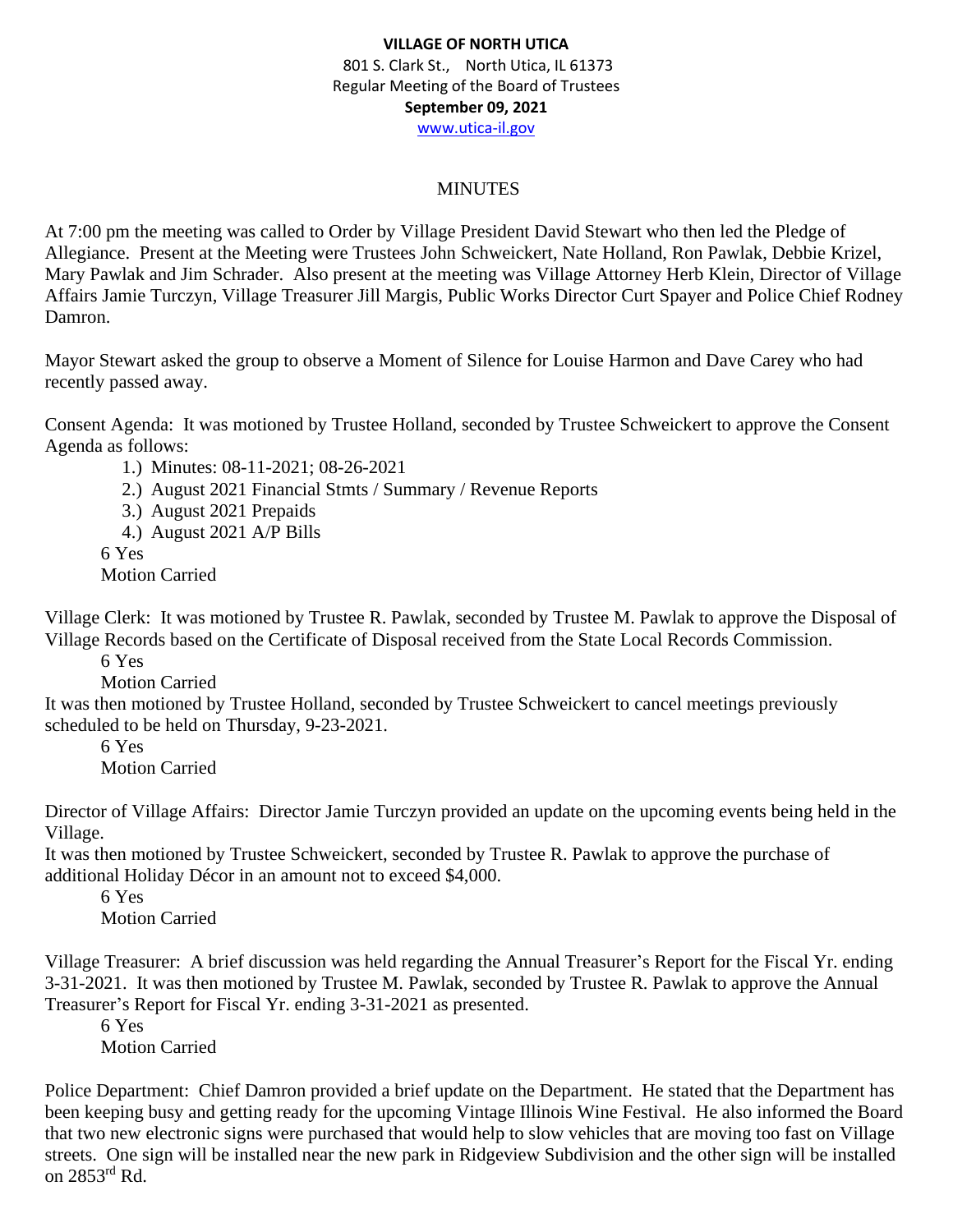**VILLAGE OF NORTH UTICA**
801 S. Clark St., North Utica, IL 61373
Regular Meeting of the Board of Trustees
**September 09, 2021**
www.utica-il.gov

MINUTES

At 7:00 pm the meeting was called to Order by Village President David Stewart who then led the Pledge of Allegiance. Present at the Meeting were Trustees John Schweickert, Nate Holland, Ron Pawlak, Debbie Krizel, Mary Pawlak and Jim Schrader. Also present at the meeting was Village Attorney Herb Klein, Director of Village Affairs Jamie Turczyn, Village Treasurer Jill Margis, Public Works Director Curt Spayer and Police Chief Rodney Damron.

Mayor Stewart asked the group to observe a Moment of Silence for Louise Harmon and Dave Carey who had recently passed away.

Consent Agenda: It was motioned by Trustee Holland, seconded by Trustee Schweickert to approve the Consent Agenda as follows:

1.) Minutes: 08-11-2021; 08-26-2021
2.) August 2021 Financial Stmts / Summary / Revenue Reports
3.) August 2021 Prepaids
4.) August 2021 A/P Bills

6 Yes
Motion Carried

Village Clerk: It was motioned by Trustee R. Pawlak, seconded by Trustee M. Pawlak to approve the Disposal of Village Records based on the Certificate of Disposal received from the State Local Records Commission.

6 Yes
Motion Carried

It was then motioned by Trustee Holland, seconded by Trustee Schweickert to cancel meetings previously scheduled to be held on Thursday, 9-23-2021.

6 Yes
Motion Carried

Director of Village Affairs: Director Jamie Turczyn provided an update on the upcoming events being held in the Village.
It was then motioned by Trustee Schweickert, seconded by Trustee R. Pawlak to approve the purchase of additional Holiday Décor in an amount not to exceed $4,000.

6 Yes
Motion Carried

Village Treasurer: A brief discussion was held regarding the Annual Treasurer's Report for the Fiscal Yr. ending 3-31-2021. It was then motioned by Trustee M. Pawlak, seconded by Trustee R. Pawlak to approve the Annual Treasurer's Report for Fiscal Yr. ending 3-31-2021 as presented.

6 Yes
Motion Carried

Police Department: Chief Damron provided a brief update on the Department. He stated that the Department has been keeping busy and getting ready for the upcoming Vintage Illinois Wine Festival. He also informed the Board that two new electronic signs were purchased that would help to slow vehicles that are moving too fast on Village streets. One sign will be installed near the new park in Ridgeview Subdivision and the other sign will be installed on 2853rd Rd.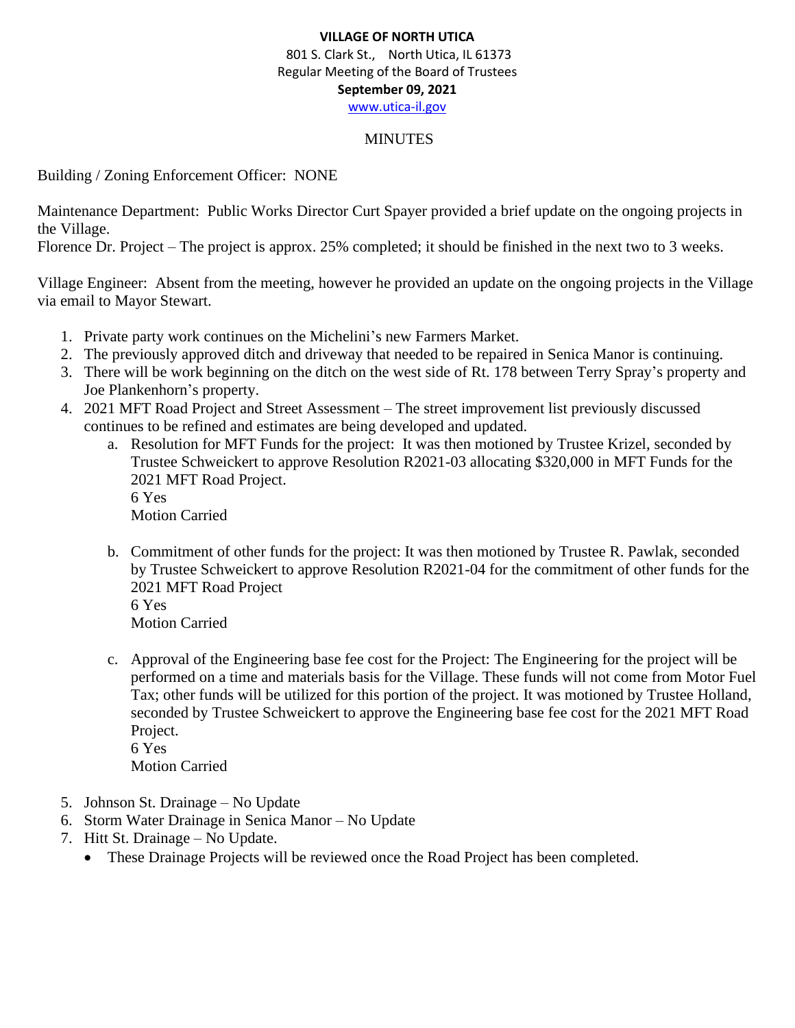**VILLAGE OF NORTH UTICA**
801 S. Clark St., North Utica, IL 61373
Regular Meeting of the Board of Trustees
**September 09, 2021**
www.utica-il.gov

MINUTES

Building / Zoning Enforcement Officer: NONE

Maintenance Department: Public Works Director Curt Spayer provided a brief update on the ongoing projects in the Village.
Florence Dr. Project – The project is approx. 25% completed; it should be finished in the next two to 3 weeks.

Village Engineer: Absent from the meeting, however he provided an update on the ongoing projects in the Village via email to Mayor Stewart.

1. Private party work continues on the Michelini's new Farmers Market.
2. The previously approved ditch and driveway that needed to be repaired in Senica Manor is continuing.
3. There will be work beginning on the ditch on the west side of Rt. 178 between Terry Spray's property and Joe Plankenhorn's property.
4. 2021 MFT Road Project and Street Assessment – The street improvement list previously discussed continues to be refined and estimates are being developed and updated.
    a. Resolution for MFT Funds for the project: It was then motioned by Trustee Krizel, seconded by Trustee Schweickert to approve Resolution R2021-03 allocating $320,000 in MFT Funds for the 2021 MFT Road Project.
    6 Yes
    Motion Carried

    b. Commitment of other funds for the project: It was then motioned by Trustee R. Pawlak, seconded by Trustee Schweickert to approve Resolution R2021-04 for the commitment of other funds for the 2021 MFT Road Project
    6 Yes
    Motion Carried

    c. Approval of the Engineering base fee cost for the Project: The Engineering for the project will be performed on a time and materials basis for the Village. These funds will not come from Motor Fuel Tax; other funds will be utilized for this portion of the project. It was motioned by Trustee Holland, seconded by Trustee Schweickert to approve the Engineering base fee cost for the 2021 MFT Road Project.
    6 Yes
    Motion Carried

5. Johnson St. Drainage – No Update
6. Storm Water Drainage in Senica Manor – No Update
7. Hitt St. Drainage – No Update.
    - These Drainage Projects will be reviewed once the Road Project has been completed.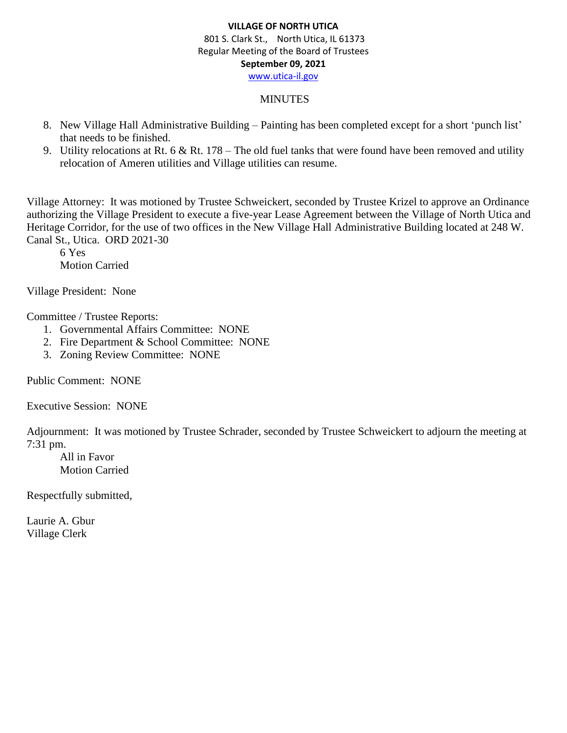**VILLAGE OF NORTH UTICA**
801 S. Clark St., North Utica, IL 61373
Regular Meeting of the Board of Trustees
**September 09, 2021**
www.utica-il.gov

MINUTES

8. New Village Hall Administrative Building – Painting has been completed except for a short 'punch list' that needs to be finished.
9. Utility relocations at Rt. 6 & Rt. 178 – The old fuel tanks that were found have been removed and utility relocation of Ameren utilities and Village utilities can resume.

Village Attorney: It was motioned by Trustee Schweickert, seconded by Trustee Krizel to approve an Ordinance authorizing the Village President to execute a five-year Lease Agreement between the Village of North Utica and Heritage Corridor, for the use of two offices in the New Village Hall Administrative Building located at 248 W. Canal St., Utica. ORD 2021-30

6 Yes
Motion Carried

Village President: None

Committee / Trustee Reports:

1. Governmental Affairs Committee: NONE
2. Fire Department & School Committee: NONE
3. Zoning Review Committee: NONE

Public Comment: NONE

Executive Session: NONE

Adjournment: It was motioned by Trustee Schrader, seconded by Trustee Schweickert to adjourn the meeting at 7:31 pm.

All in Favor
Motion Carried

Respectfully submitted,

Laurie A. Gbur
Village Clerk